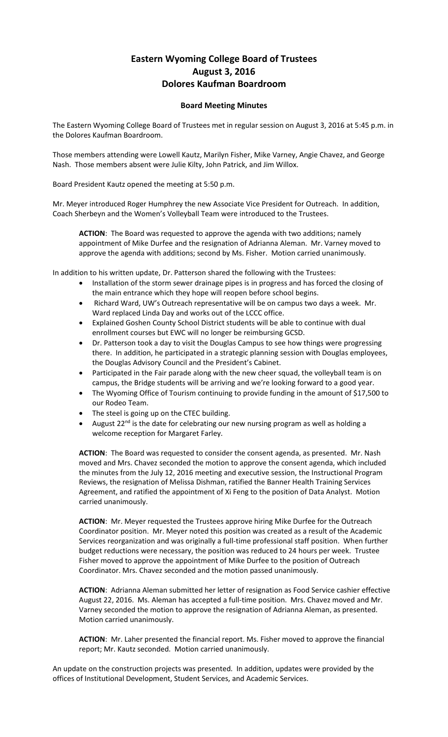# Eastern Wyoming College Board of Trustees
# August 3, 2016
# Dolores Kaufman Boardroom

### Board Meeting Minutes

The Eastern Wyoming College Board of Trustees met in regular session on August 3, 2016 at 5:45 p.m. in the Dolores Kaufman Boardroom.

Those members attending were Lowell Kautz, Marilyn Fisher, Mike Varney, Angie Chavez, and George Nash. Those members absent were Julie Kilty, John Patrick, and Jim Willox.

Board President Kautz opened the meeting at 5:50 p.m.

Mr. Meyer introduced Roger Humphrey the new Associate Vice President for Outreach. In addition, Coach Sherbeyn and the Women's Volleyball Team were introduced to the Trustees.

> **ACTION**: The Board was requested to approve the agenda with two additions; namely appointment of Mike Durfee and the resignation of Adrianna Aleman. Mr. Varney moved to approve the agenda with additions; second by Ms. Fisher. Motion carried unanimously.

In addition to his written update, Dr. Patterson shared the following with the Trustees:

- Installation of the storm sewer drainage pipes is in progress and has forced the closing of the main entrance which they hope will reopen before school begins.
- Richard Ward, UW's Outreach representative will be on campus two days a week. Mr. Ward replaced Linda Day and works out of the LCCC office.
- Explained Goshen County School District students will be able to continue with dual enrollment courses but EWC will no longer be reimbursing GCSD.
- Dr. Patterson took a day to visit the Douglas Campus to see how things were progressing there. In addition, he participated in a strategic planning session with Douglas employees, the Douglas Advisory Council and the President's Cabinet.
- Participated in the Fair parade along with the new cheer squad, the volleyball team is on campus, the Bridge students will be arriving and we're looking forward to a good year.
- The Wyoming Office of Tourism continuing to provide funding in the amount of $17,500 to our Rodeo Team.
- The steel is going up on the CTEC building.
- August 22nd is the date for celebrating our new nursing program as well as holding a welcome reception for Margaret Farley.

> **ACTION**: The Board was requested to consider the consent agenda, as presented. Mr. Nash moved and Mrs. Chavez seconded the motion to approve the consent agenda, which included the minutes from the July 12, 2016 meeting and executive session, the Instructional Program Reviews, the resignation of Melissa Dishman, ratified the Banner Health Training Services Agreement, and ratified the appointment of Xi Feng to the position of Data Analyst. Motion carried unanimously.

> **ACTION**: Mr. Meyer requested the Trustees approve hiring Mike Durfee for the Outreach Coordinator position. Mr. Meyer noted this position was created as a result of the Academic Services reorganization and was originally a full-time professional staff position. When further budget reductions were necessary, the position was reduced to 24 hours per week. Trustee Fisher moved to approve the appointment of Mike Durfee to the position of Outreach Coordinator. Mrs. Chavez seconded and the motion passed unanimously.

> **ACTION**: Adrianna Aleman submitted her letter of resignation as Food Service cashier effective August 22, 2016. Ms. Aleman has accepted a full-time position. Mrs. Chavez moved and Mr. Varney seconded the motion to approve the resignation of Adrianna Aleman, as presented. Motion carried unanimously.

> **ACTION**: Mr. Laher presented the financial report. Ms. Fisher moved to approve the financial report; Mr. Kautz seconded. Motion carried unanimously.

An update on the construction projects was presented. In addition, updates were provided by the offices of Institutional Development, Student Services, and Academic Services.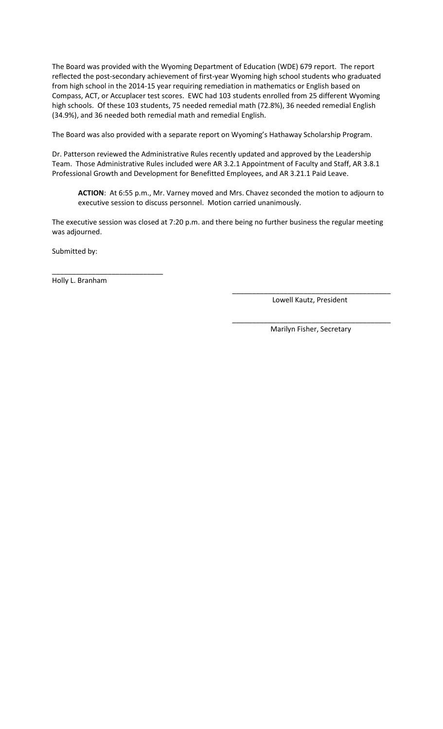The Board was provided with the Wyoming Department of Education (WDE) 679 report. The report reflected the post-secondary achievement of first-year Wyoming high school students who graduated from high school in the 2014-15 year requiring remediation in mathematics or English based on Compass, ACT, or Accuplacer test scores. EWC had 103 students enrolled from 25 different Wyoming high schools. Of these 103 students, 75 needed remedial math (72.8%), 36 needed remedial English (34.9%), and 36 needed both remedial math and remedial English.

The Board was also provided with a separate report on Wyoming's Hathaway Scholarship Program.

Dr. Patterson reviewed the Administrative Rules recently updated and approved by the Leadership Team. Those Administrative Rules included were AR 3.2.1 Appointment of Faculty and Staff, AR 3.8.1 Professional Growth and Development for Benefitted Employees, and AR 3.21.1 Paid Leave.

> **ACTION**: At 6:55 p.m., Mr. Varney moved and Mrs. Chavez seconded the motion to adjourn to executive session to discuss personnel. Motion carried unanimously.

The executive session was closed at 7:20 p.m. and there being no further business the regular meeting was adjourned.

Submitted by:

\_\_\_\_\_\_\_\_\_\_\_\_\_\_\_\_\_\_\_\_\_\_\_\_\_\_\_\_

Holly L. Branham

\_\_\_\_\_\_\_\_\_\_\_\_\_\_\_\_\_\_\_\_\_\_\_\_\_\_\_\_\_\_\_\_\_\_\_\_\_\_\_\_

Lowell Kautz, President

\_\_\_\_\_\_\_\_\_\_\_\_\_\_\_\_\_\_\_\_\_\_\_\_\_\_\_\_\_\_\_\_\_\_\_\_\_\_\_\_

Marilyn Fisher, Secretary